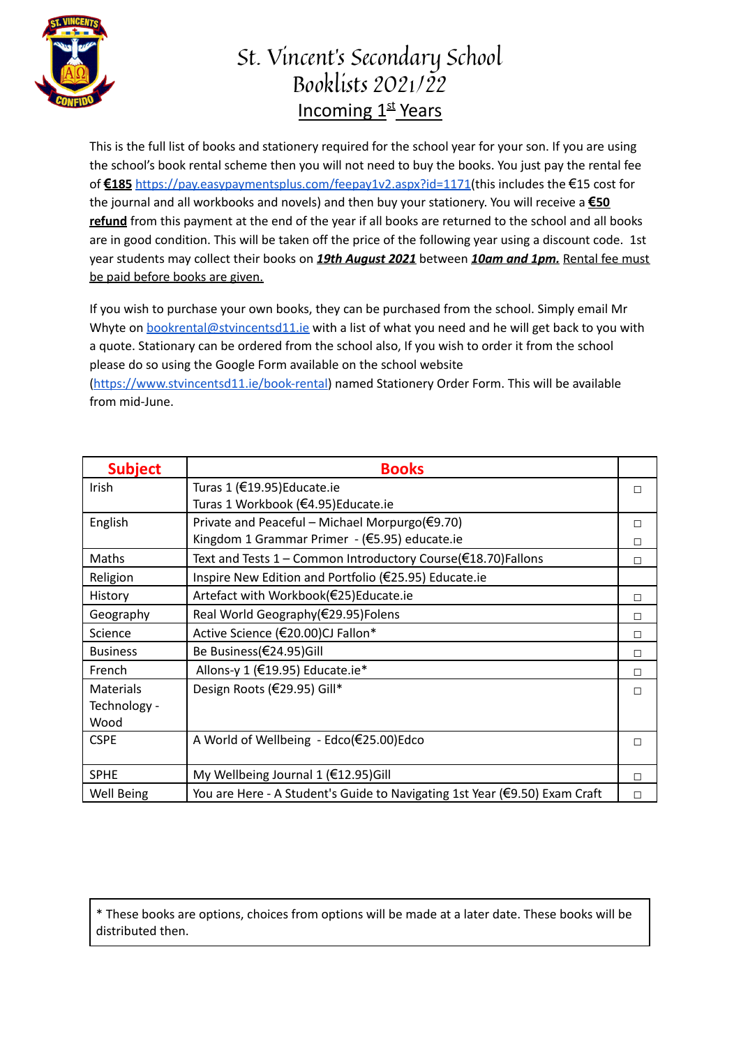# St. Vincent's Secondary School

## Booklists 2021/22

## Incoming 1st Years

This is the full list of books and stationery required for the school year for your son. If you are using the school's book rental scheme then you will not need to buy the books. You just pay the rental fee of **€185** https://pay.easypaymentsplus.com/feepay1v2.aspx?id=1171(this includes the €15 cost for the journal and all workbooks and novels) and then buy your stationery. You will receive a **€50 refund** from this payment at the end of the year if all books are returned to the school and all books are in good condition. This will be taken off the price of the following year using a discount code. 1st year students may collect their books on ***19th August 2021*** between ***10am and 1pm.*** Rental fee must be paid before books are given.

If you wish to purchase your own books, they can be purchased from the school. Simply email Mr Whyte on bookrental@stvincentsd11.ie with a list of what you need and he will get back to you with a quote. Stationary can be ordered from the school also, If you wish to order it from the school please do so using the Google Form available on the school website (https://www.stvincentsd11.ie/book-rental) named Stationery Order Form. This will be available from mid-June.

| Subject | Books | |
|---|---|---|
| Irish | Turas 1 (€19.95)Educate.ie<br>Turas 1 Workbook (€4.95)Educate.ie | ☐ |
| English | Private and Peaceful – Michael Morpurgo(€9.70)<br>Kingdom 1 Grammar Primer - (€5.95) educate.ie | ☐<br>☐ |
| Maths | Text and Tests 1 – Common Introductory Course(€18.70)Fallons | ☐ |
| Religion | Inspire New Edition and Portfolio (€25.95) Educate.ie | |
| History | Artefact with Workbook(€25)Educate.ie | ☐ |
| Geography | Real World Geography(€29.95)Folens | ☐ |
| Science | Active Science (€20.00)CJ Fallon* | ☐ |
| Business | Be Business(€24.95)Gill | ☐ |
| French | Allons-y 1 (€19.95) Educate.ie* | ☐ |
| Materials Technology - Wood | Design Roots (€29.95) Gill* | ☐ |
| CSPE | A World of Wellbeing - Edco(€25.00)Edco | ☐ |
| SPHE | My Wellbeing Journal 1 (€12.95)Gill | ☐ |
| Well Being | You are Here - A Student's Guide to Navigating 1st Year (€9.50) Exam Craft | ☐ |

* These books are options, choices from options will be made at a later date. These books will be distributed then.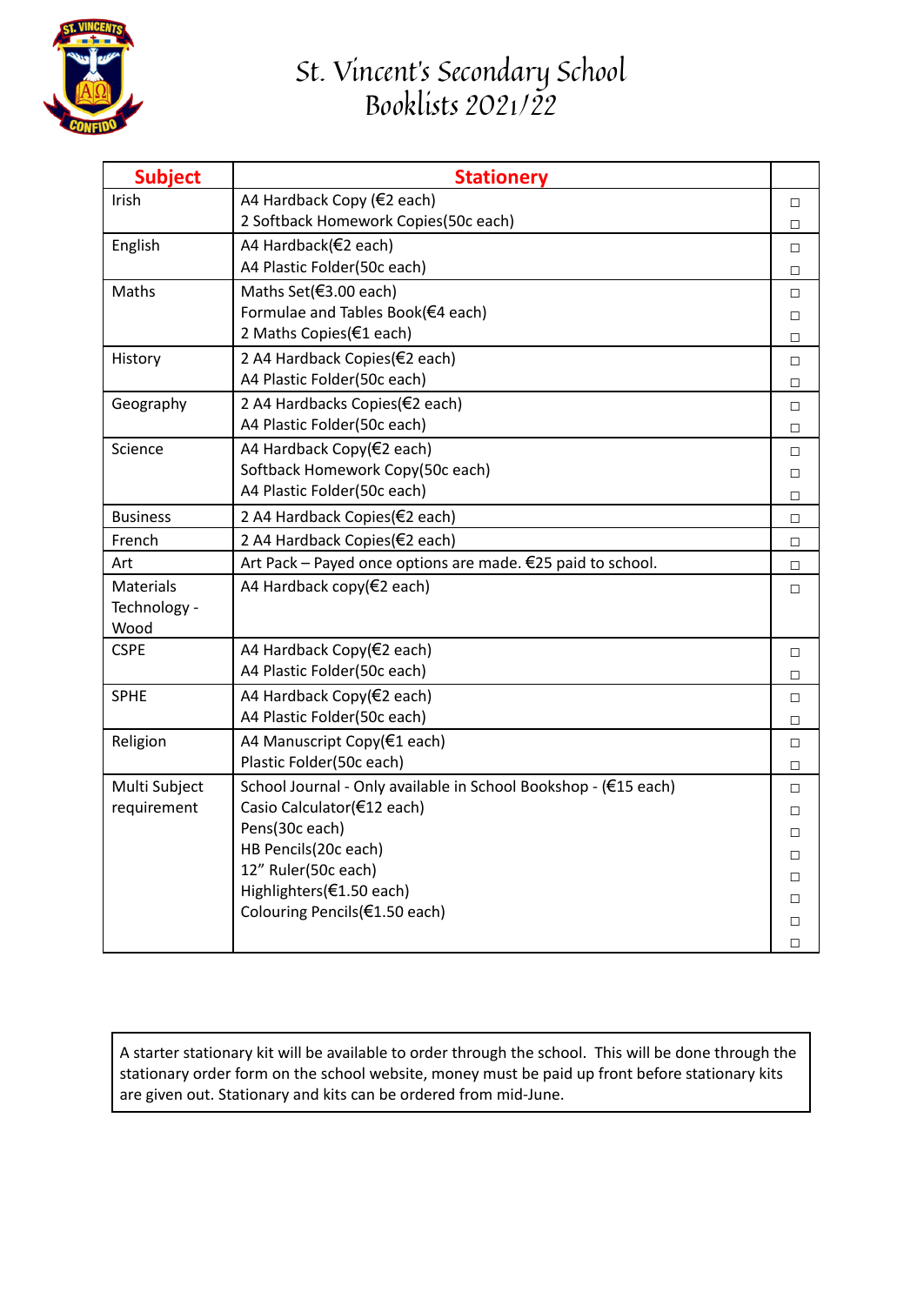# St. Vincent's Secondary School
## Booklists 2021/22

| Subject | Stationery | |
|---|---|---|
| Irish | A4 Hardback Copy (€2 each)<br>2 Softback Homework Copies(50c each) | □<br>□ |
| English | A4 Hardback(€2 each)<br>A4 Plastic Folder(50c each) | □<br>□ |
| Maths | Maths Set(€3.00 each)<br>Formulae and Tables Book(€4 each)<br>2 Maths Copies(€1 each) | □<br>□<br>□ |
| History | 2 A4 Hardback Copies(€2 each)<br>A4 Plastic Folder(50c each) | □<br>□ |
| Geography | 2 A4 Hardbacks Copies(€2 each)<br>A4 Plastic Folder(50c each) | □<br>□ |
| Science | A4 Hardback Copy(€2 each)<br>Softback Homework Copy(50c each)<br>A4 Plastic Folder(50c each) | □<br>□<br>□ |
| Business | 2 A4 Hardback Copies(€2 each) | □ |
| French | 2 A4 Hardback Copies(€2 each) | □ |
| Art | Art Pack – Payed once options are made. €25 paid to school. | □ |
| Materials Technology - Wood | A4 Hardback copy(€2 each) | □ |
| CSPE | A4 Hardback Copy(€2 each)<br>A4 Plastic Folder(50c each) | □<br>□ |
| SPHE | A4 Hardback Copy(€2 each)<br>A4 Plastic Folder(50c each) | □<br>□ |
| Religion | A4 Manuscript Copy(€1 each)<br>Plastic Folder(50c each) | □<br>□ |
| Multi Subject requirement | School Journal - Only available in School Bookshop - (€15 each)<br>Casio Calculator(€12 each)<br>Pens(30c each)<br>HB Pencils(20c each)<br>12" Ruler(50c each)<br>Highlighters(€1.50 each)<br>Colouring Pencils(€1.50 each) | □<br>□<br>□<br>□<br>□<br>□<br>□<br>□ |

A starter stationary kit will be available to order through the school. This will be done through the stationary order form on the school website, money must be paid up front before stationary kits are given out. Stationary and kits can be ordered from mid-June.